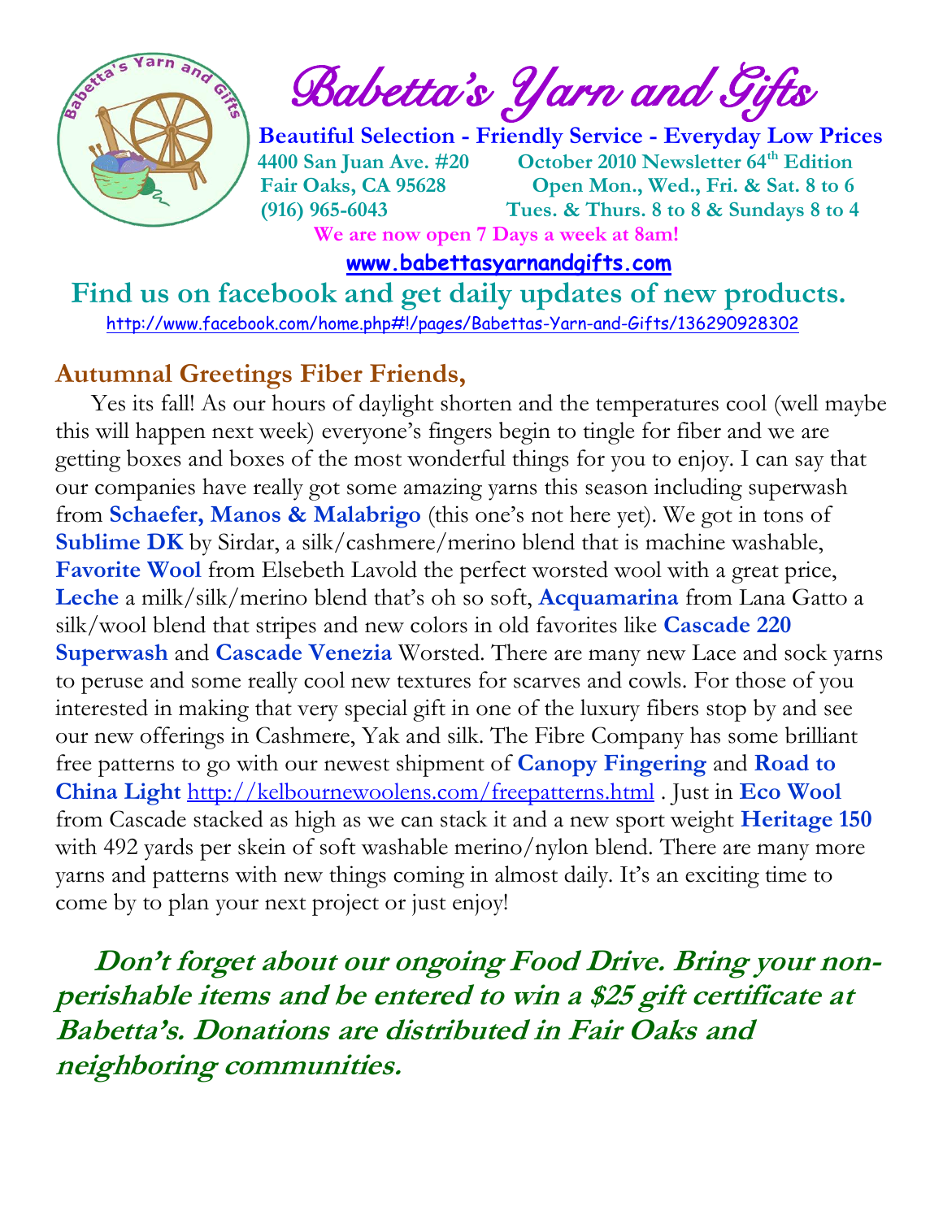# Babetta's Yarn and Gifts

**Beautiful Selection - Friendly Service - Everyday Low Prices**

**4400 San Juan Ave. #20** **October 2010 Newsletter 64th Edition**
**Fair Oaks, CA 95628** **Open Mon., Wed., Fri. & Sat. 8 to 6**
**(916) 965-6043** **Tues. & Thurs. 8 to 8 & Sundays 8 to 4**

**We are now open 7 Days a week at 8am!**

**www.babettasyarnandgifts.com**

## Find us on facebook and get daily updates of new products.

http://www.facebook.com/home.php#!/pages/Babettas-Yarn-and-Gifts/136290928302

### Autumnal Greetings Fiber Friends,

Yes its fall! As our hours of daylight shorten and the temperatures cool (well maybe this will happen next week) everyone's fingers begin to tingle for fiber and we are getting boxes and boxes of the most wonderful things for you to enjoy. I can say that our companies have really got some amazing yarns this season including superwash from **Schaefer, Manos & Malabrigo** (this one's not here yet). We got in tons of **Sublime DK** by Sirdar, a silk/cashmere/merino blend that is machine washable, **Favorite Wool** from Elsebeth Lavold the perfect worsted wool with a great price, **Leche** a milk/silk/merino blend that's oh so soft, **Acquamarina** from Lana Gatto a silk/wool blend that stripes and new colors in old favorites like **Cascade 220 Superwash** and **Cascade Venezia** Worsted. There are many new Lace and sock yarns to peruse and some really cool new textures for scarves and cowls. For those of you interested in making that very special gift in one of the luxury fibers stop by and see our new offerings in Cashmere, Yak and silk. The Fibre Company has some brilliant free patterns to go with our newest shipment of **Canopy Fingering** and **Road to China Light** http://kelbournewoolens.com/freepatterns.html . Just in **Eco Wool** from Cascade stacked as high as we can stack it and a new sport weight **Heritage 150** with 492 yards per skein of soft washable merino/nylon blend. There are many more yarns and patterns with new things coming in almost daily. It's an exciting time to come by to plan your next project or just enjoy!

***Don't forget about our ongoing Food Drive. Bring your non-perishable items and be entered to win a $25 gift certificate at Babetta's. Donations are distributed in Fair Oaks and neighboring communities.***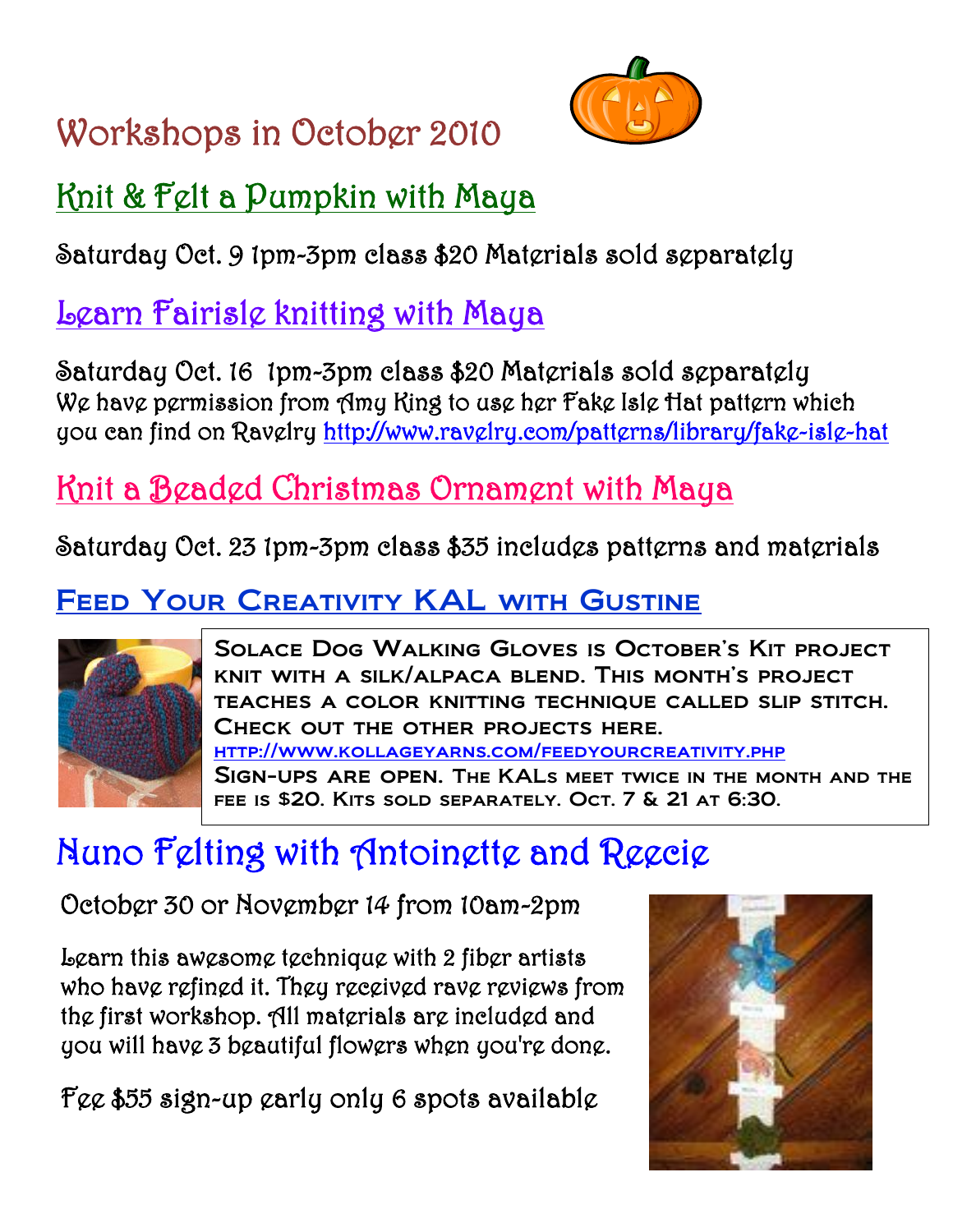# Workshops in October 2010

## Knit & Felt a Pumpkin with Maya

Saturday Oct. 9 1pm-3pm class $20 Materials sold separately

## Learn Fairisle knitting with Maya

Saturday Oct. 16 1pm-3pm class $20 Materials sold separately
We have permission from Amy King to use her Fake Isle Hat pattern which you can find on Ravelry http://www.ravelry.com/patterns/library/fake-isle-hat

## Knit a Beaded Christmas Ornament with Maya

Saturday Oct. 23 1pm-3pm class $35 includes patterns and materials

## Feed Your Creativity KAL with Gustine

Solace Dog Walking Gloves is October's Kit project knit with a silk/alpaca blend. This month's project teaches a color knitting technique called slip stitch. Check out the other projects here.
http://www.kollageyarns.com/feedyourcreativity.php
Sign-ups are open. The KALs meet twice in the month and the fee is $20. Kits sold separately. Oct. 7 & 21 at 6:30.

## Nuno Felting with Antoinette and Reecie

October 30 or November 14 from 10am-2pm

Learn this awesome technique with 2 fiber artists who have refined it. They received rave reviews from the first workshop. All materials are included and you will have 3 beautiful flowers when you're done.

Fee $55 sign-up early only 6 spots available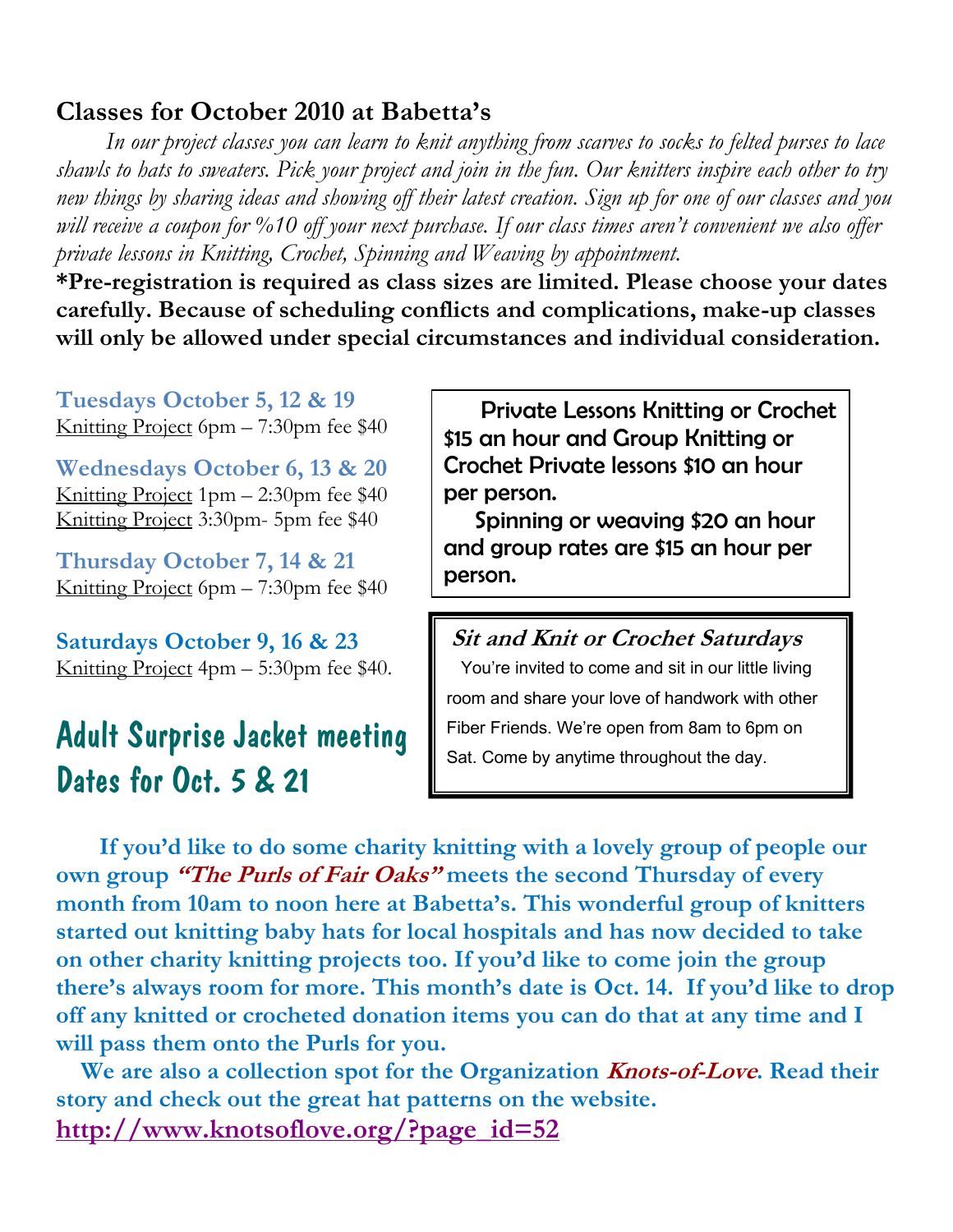## Classes for October 2010 at Babetta's

*In our project classes you can learn to knit anything from scarves to socks to felted purses to lace shawls to hats to sweaters. Pick your project and join in the fun. Our knitters inspire each other to try new things by sharing ideas and showing off their latest creation. Sign up for one of our classes and you will receive a coupon for %10 off your next purchase. If our class times aren't convenient we also offer private lessons in Knitting, Crochet, Spinning and Weaving by appointment.*

**\*Pre-registration is required as class sizes are limited. Please choose your dates carefully. Because of scheduling conflicts and complications, make-up classes will only be allowed under special circumstances and individual consideration.**

**Tuesdays October 5, 12 & 19**
Knitting Project 6pm – 7:30pm fee $40

**Wednesdays October 6, 13 & 20**
Knitting Project 1pm – 2:30pm fee $40
Knitting Project 3:30pm- 5pm fee $40

**Thursday October 7, 14 & 21**
Knitting Project 6pm – 7:30pm fee $40

**Saturdays October 9, 16 & 23**
Knitting Project 4pm – 5:30pm fee $40.

## Adult Surprise Jacket meeting Dates for Oct. 5 & 21

Private Lessons Knitting or Crochet $15 an hour and Group Knitting or Crochet Private lessons $10 an hour per person.

Spinning or weaving $20 an hour and group rates are $15 an hour per person.

***Sit and Knit or Crochet Saturdays***

You're invited to come and sit in our little living room and share your love of handwork with other Fiber Friends. We're open from 8am to 6pm on Sat. Come by anytime throughout the day.

**If you'd like to do some charity knitting with a lovely group of people our own group *"The Purls of Fair Oaks"* meets the second Thursday of every month from 10am to noon here at Babetta's. This wonderful group of knitters started out knitting baby hats for local hospitals and has now decided to take on other charity knitting projects too. If you'd like to come join the group there's always room for more. This month's date is Oct. 14. If you'd like to drop off any knitted or crocheted donation items you can do that at any time and I will pass them onto the Purls for you.**

**We are also a collection spot for the Organization *Knots-of-Love*. Read their story and check out the great hat patterns on the website.**
**http://www.knotsoflove.org/?page_id=52**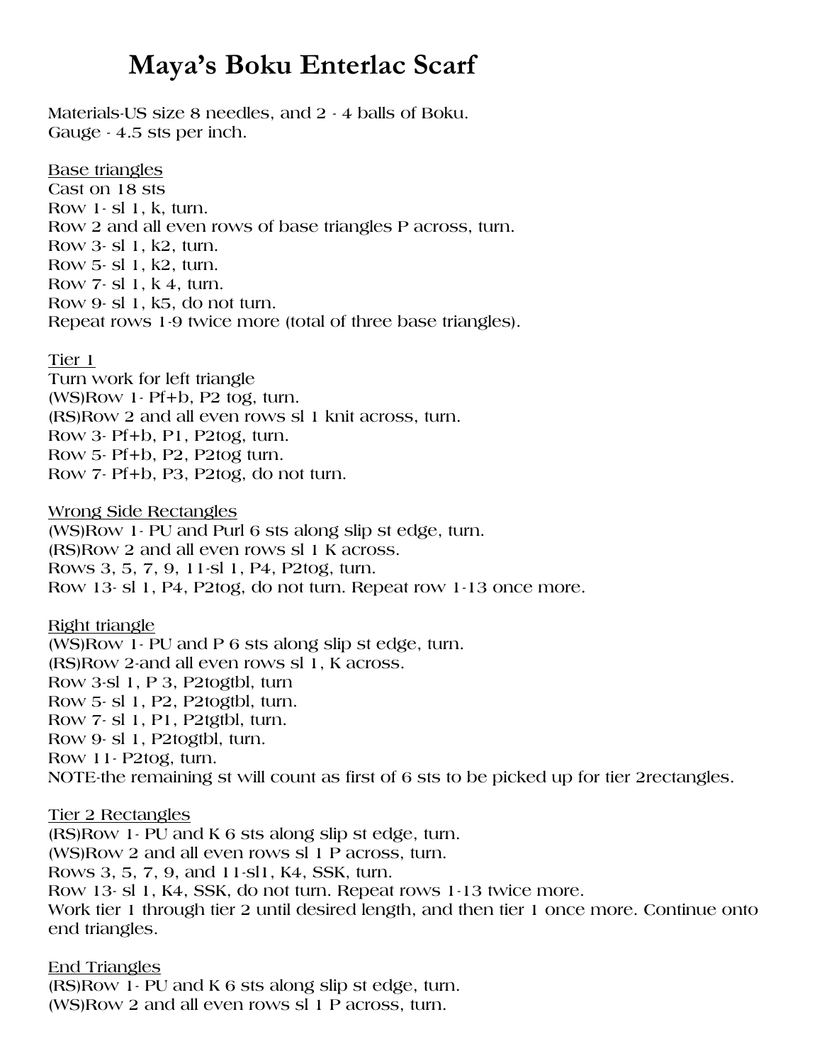# Maya's Boku Enterlac Scarf

Materials-US size 8 needles, and 2 - 4 balls of Boku.
Gauge - 4.5 sts per inch.

<u>Base triangles</u>
Cast on 18 sts
Row 1- sl 1, k, turn.
Row 2 and all even rows of base triangles P across, turn.
Row 3- sl 1, k2, turn.
Row 5- sl 1, k2, turn.
Row 7- sl 1, k 4, turn.
Row 9- sl 1, k5, do not turn.
Repeat rows 1-9 twice more (total of three base triangles).

<u>Tier 1</u>
Turn work for left triangle
(WS)Row 1- Pf+b, P2 tog, turn.
(RS)Row 2 and all even rows sl 1 knit across, turn.
Row 3- Pf+b, P1, P2tog, turn.
Row 5- Pf+b, P2, P2tog turn.
Row 7- Pf+b, P3, P2tog, do not turn.

<u>Wrong Side Rectangles</u>
(WS)Row 1- PU and Purl 6 sts along slip st edge, turn.
(RS)Row 2 and all even rows sl 1 K across.
Rows 3, 5, 7, 9, 11-sl 1, P4, P2tog, turn.
Row 13- sl 1, P4, P2tog, do not turn. Repeat row 1-13 once more.

<u>Right triangle</u>
(WS)Row 1- PU and P 6 sts along slip st edge, turn.
(RS)Row 2-and all even rows sl 1, K across.
Row 3-sl 1, P 3, P2togtbl, turn
Row 5- sl 1, P2, P2togtbl, turn.
Row 7- sl 1, P1, P2tgtbl, turn.
Row 9- sl 1, P2togtbl, turn.
Row 11- P2tog, turn.
NOTE-the remaining st will count as first of 6 sts to be picked up for tier 2rectangles.

<u>Tier 2 Rectangles</u>
(RS)Row 1- PU and K 6 sts along slip st edge, turn.
(WS)Row 2 and all even rows sl 1 P across, turn.
Rows 3, 5, 7, 9, and 11-sl1, K4, SSK, turn.
Row 13- sl 1, K4, SSK, do not turn. Repeat rows 1-13 twice more.
Work tier 1 through tier 2 until desired length, and then tier 1 once more. Continue onto end triangles.

<u>End Triangles</u>
(RS)Row 1- PU and K 6 sts along slip st edge, turn.
(WS)Row 2 and all even rows sl 1 P across, turn.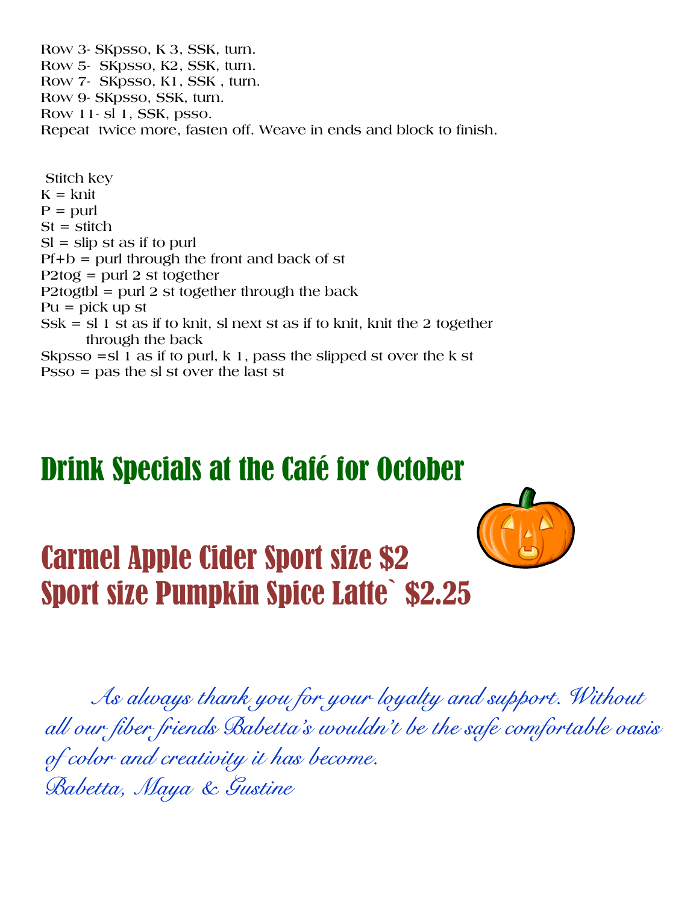Row 3- SKpsso, K 3, SSK, turn.
Row 5- SKpsso, K2, SSK, turn.
Row 7- SKpsso, K1, SSK , turn.
Row 9- SKpsso, SSK, turn.
Row 11- sl 1, SSK, psso.
Repeat twice more, fasten off. Weave in ends and block to finish.

Stitch key
K = knit
P = purl
St = stitch
Sl = slip st as if to purl
Pf+b = purl through the front and back of st
P2tog = purl 2 st together
P2togtbl = purl 2 st together through the back
Pu = pick up st
Ssk = sl 1 st as if to knit, sl next st as if to knit, knit the 2 together through the back
Skpsso =sl 1 as if to purl, k 1, pass the slipped st over the k st
Psso = pas the sl st over the last st

## Drink Specials at the Café for October

## Carmel Apple Cider Sport size $2
## Sport size Pumpkin Spice Latte` $2.25

*As always thank you for your loyalty and support. Without all our fiber friends Babetta's wouldn't be the safe comfortable oasis of color and creativity it has become.*
*Babetta, Maya & Gustine*